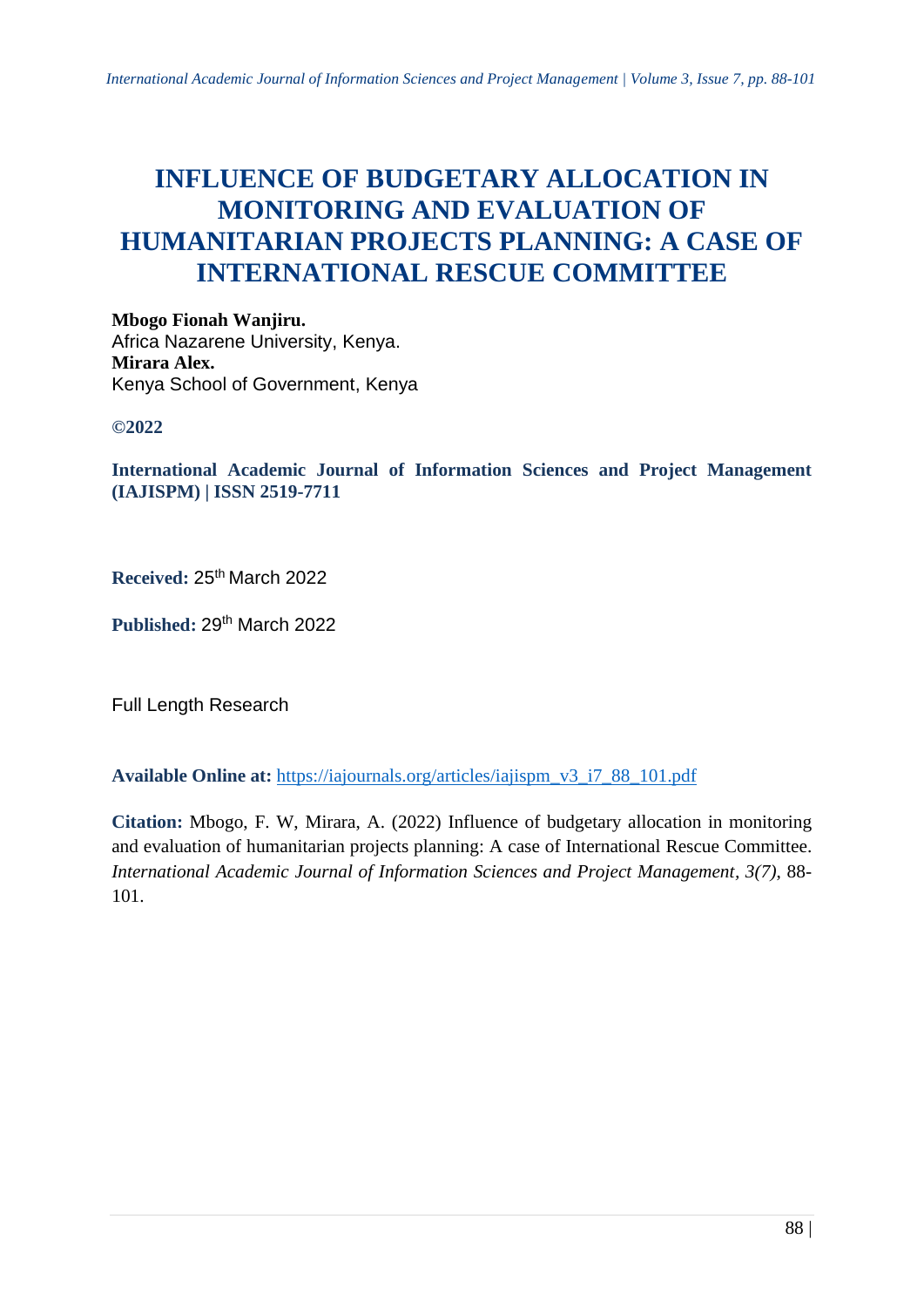# INFLUENCE OF BUDGETARY ALLOCATION IN MONITORING AND EVALUATION OF HUMANITARIAN PROJECTS PLANNING: A CASE OF INTERNATIONAL RESCUE COMMITTEE

**Mbogo Fionah Wanjiru.**
Africa Nazarene University, Kenya.
**Mirara Alex.**
Kenya School of Government, Kenya

**©2022**

**International Academic Journal of Information Sciences and Project Management (IAJISPM) | ISSN 2519-7711**

**Received:** 25th March 2022

**Published:** 29th March 2022

Full Length Research

**Available Online at:** https://iajournals.org/articles/iajispm_v3_i7_88_101.pdf

**Citation:** Mbogo, F. W, Mirara, A. (2022) Influence of budgetary allocation in monitoring and evaluation of humanitarian projects planning: A case of International Rescue Committee. *International Academic Journal of Information Sciences and Project Management, 3(7),* 88-101.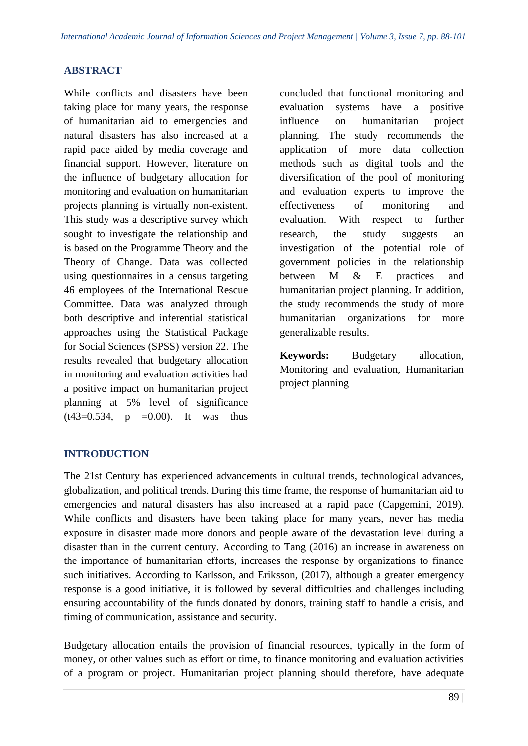## ABSTRACT

While conflicts and disasters have been taking place for many years, the response of humanitarian aid to emergencies and natural disasters has also increased at a rapid pace aided by media coverage and financial support. However, literature on the influence of budgetary allocation for monitoring and evaluation on humanitarian projects planning is virtually non-existent. This study was a descriptive survey which sought to investigate the relationship and is based on the Programme Theory and the Theory of Change. Data was collected using questionnaires in a census targeting 46 employees of the International Rescue Committee. Data was analyzed through both descriptive and inferential statistical approaches using the Statistical Package for Social Sciences (SPSS) version 22. The results revealed that budgetary allocation in monitoring and evaluation activities had a positive impact on humanitarian project planning at 5% level of significance ($t_{43}=0.534$, $p=0.00$). It was thus concluded that functional monitoring and evaluation systems have a positive influence on humanitarian project planning. The study recommends the application of more data collection methods such as digital tools and the diversification of the pool of monitoring and evaluation experts to improve the effectiveness of monitoring and evaluation. With respect to further research, the study suggests an investigation of the potential role of government policies in the relationship between M & E practices and humanitarian project planning. In addition, the study recommends the study of more humanitarian organizations for more generalizable results.

**Keywords:** Budgetary allocation, Monitoring and evaluation, Humanitarian project planning

## INTRODUCTION

The 21st Century has experienced advancements in cultural trends, technological advances, globalization, and political trends. During this time frame, the response of humanitarian aid to emergencies and natural disasters has also increased at a rapid pace (Capgemini, 2019). While conflicts and disasters have been taking place for many years, never has media exposure in disaster made more donors and people aware of the devastation level during a disaster than in the current century. According to Tang (2016) an increase in awareness on the importance of humanitarian efforts, increases the response by organizations to finance such initiatives. According to Karlsson, and Eriksson, (2017), although a greater emergency response is a good initiative, it is followed by several difficulties and challenges including ensuring accountability of the funds donated by donors, training staff to handle a crisis, and timing of communication, assistance and security.

Budgetary allocation entails the provision of financial resources, typically in the form of money, or other values such as effort or time, to finance monitoring and evaluation activities of a program or project. Humanitarian project planning should therefore, have adequate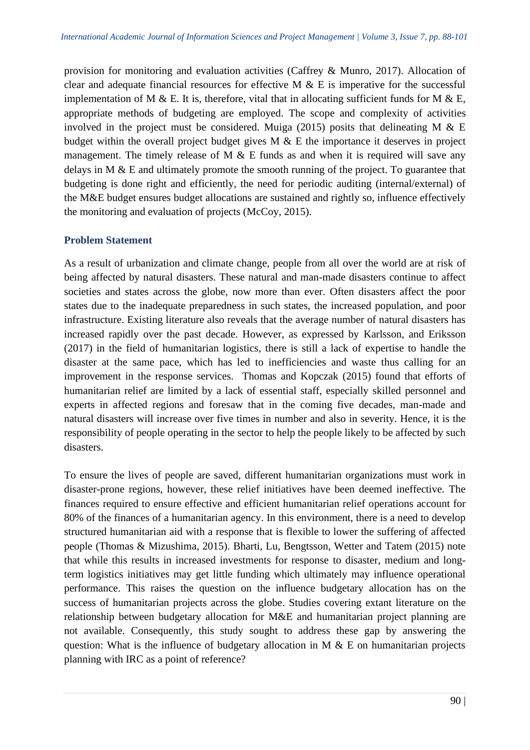provision for monitoring and evaluation activities (Caffrey & Munro, 2017). Allocation of clear and adequate financial resources for effective M & E is imperative for the successful implementation of M & E. It is, therefore, vital that in allocating sufficient funds for M & E, appropriate methods of budgeting are employed. The scope and complexity of activities involved in the project must be considered. Muiga (2015) posits that delineating M & E budget within the overall project budget gives M & E the importance it deserves in project management. The timely release of M & E funds as and when it is required will save any delays in M & E and ultimately promote the smooth running of the project. To guarantee that budgeting is done right and efficiently, the need for periodic auditing (internal/external) of the M&E budget ensures budget allocations are sustained and rightly so, influence effectively the monitoring and evaluation of projects (McCoy, 2015).

## Problem Statement

As a result of urbanization and climate change, people from all over the world are at risk of being affected by natural disasters. These natural and man-made disasters continue to affect societies and states across the globe, now more than ever. Often disasters affect the poor states due to the inadequate preparedness in such states, the increased population, and poor infrastructure. Existing literature also reveals that the average number of natural disasters has increased rapidly over the past decade. However, as expressed by Karlsson, and Eriksson (2017) in the field of humanitarian logistics, there is still a lack of expertise to handle the disaster at the same pace, which has led to inefficiencies and waste thus calling for an improvement in the response services. Thomas and Kopczak (2015) found that efforts of humanitarian relief are limited by a lack of essential staff, especially skilled personnel and experts in affected regions and foresaw that in the coming five decades, man-made and natural disasters will increase over five times in number and also in severity. Hence, it is the responsibility of people operating in the sector to help the people likely to be affected by such disasters.

To ensure the lives of people are saved, different humanitarian organizations must work in disaster-prone regions, however, these relief initiatives have been deemed ineffective. The finances required to ensure effective and efficient humanitarian relief operations account for 80% of the finances of a humanitarian agency. In this environment, there is a need to develop structured humanitarian aid with a response that is flexible to lower the suffering of affected people (Thomas & Mizushima, 2015). Bharti, Lu, Bengtsson, Wetter and Tatem (2015) note that while this results in increased investments for response to disaster, medium and long-term logistics initiatives may get little funding which ultimately may influence operational performance. This raises the question on the influence budgetary allocation has on the success of humanitarian projects across the globe. Studies covering extant literature on the relationship between budgetary allocation for M&E and humanitarian project planning are not available. Consequently, this study sought to address these gap by answering the question: What is the influence of budgetary allocation in M & E on humanitarian projects planning with IRC as a point of reference?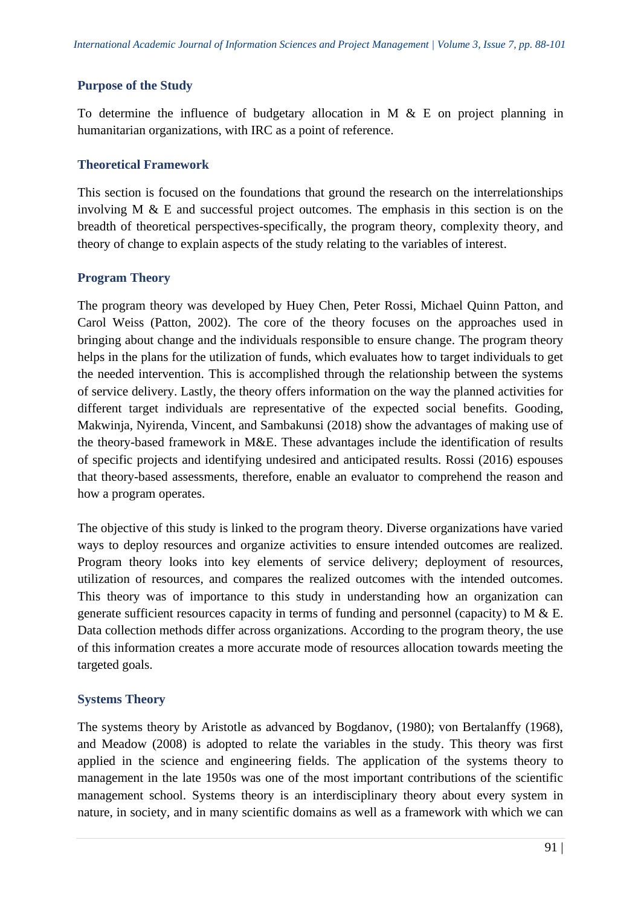## Purpose of the Study

To determine the influence of budgetary allocation in M & E on project planning in humanitarian organizations, with IRC as a point of reference.

## Theoretical Framework

This section is focused on the foundations that ground the research on the interrelationships involving M & E and successful project outcomes. The emphasis in this section is on the breadth of theoretical perspectives-specifically, the program theory, complexity theory, and theory of change to explain aspects of the study relating to the variables of interest.

### Program Theory

The program theory was developed by Huey Chen, Peter Rossi, Michael Quinn Patton, and Carol Weiss (Patton, 2002). The core of the theory focuses on the approaches used in bringing about change and the individuals responsible to ensure change. The program theory helps in the plans for the utilization of funds, which evaluates how to target individuals to get the needed intervention. This is accomplished through the relationship between the systems of service delivery. Lastly, the theory offers information on the way the planned activities for different target individuals are representative of the expected social benefits. Gooding, Makwinja, Nyirenda, Vincent, and Sambakunsi (2018) show the advantages of making use of the theory-based framework in M&E. These advantages include the identification of results of specific projects and identifying undesired and anticipated results. Rossi (2016) espouses that theory-based assessments, therefore, enable an evaluator to comprehend the reason and how a program operates.

The objective of this study is linked to the program theory. Diverse organizations have varied ways to deploy resources and organize activities to ensure intended outcomes are realized. Program theory looks into key elements of service delivery; deployment of resources, utilization of resources, and compares the realized outcomes with the intended outcomes. This theory was of importance to this study in understanding how an organization can generate sufficient resources capacity in terms of funding and personnel (capacity) to M & E. Data collection methods differ across organizations. According to the program theory, the use of this information creates a more accurate mode of resources allocation towards meeting the targeted goals.

### Systems Theory

The systems theory by Aristotle as advanced by Bogdanov, (1980); von Bertalanffy (1968), and Meadow (2008) is adopted to relate the variables in the study. This theory was first applied in the science and engineering fields. The application of the systems theory to management in the late 1950s was one of the most important contributions of the scientific management school. Systems theory is an interdisciplinary theory about every system in nature, in society, and in many scientific domains as well as a framework with which we can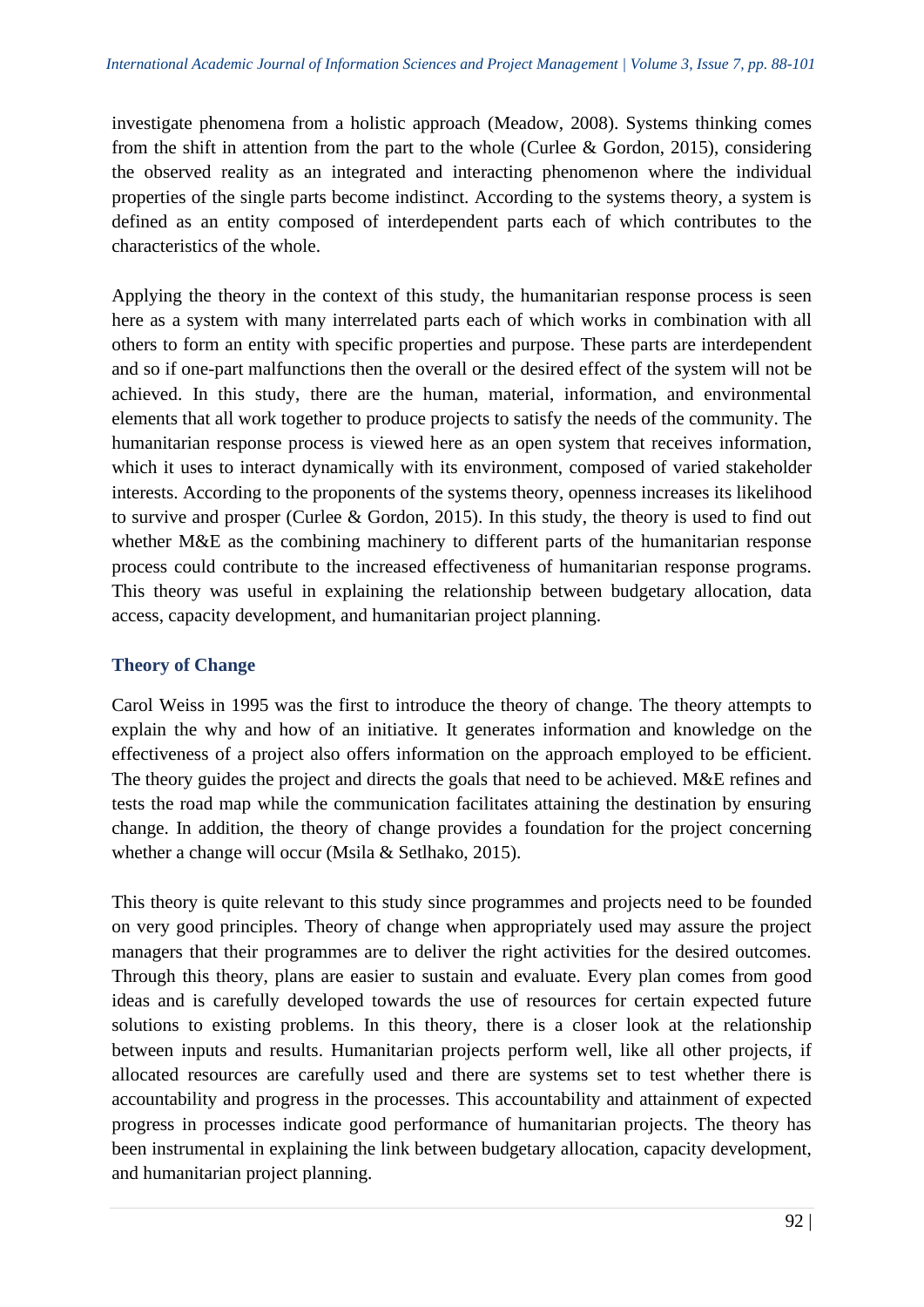investigate phenomena from a holistic approach (Meadow, 2008). Systems thinking comes from the shift in attention from the part to the whole (Curlee & Gordon, 2015), considering the observed reality as an integrated and interacting phenomenon where the individual properties of the single parts become indistinct. According to the systems theory, a system is defined as an entity composed of interdependent parts each of which contributes to the characteristics of the whole.

Applying the theory in the context of this study, the humanitarian response process is seen here as a system with many interrelated parts each of which works in combination with all others to form an entity with specific properties and purpose. These parts are interdependent and so if one-part malfunctions then the overall or the desired effect of the system will not be achieved. In this study, there are the human, material, information, and environmental elements that all work together to produce projects to satisfy the needs of the community. The humanitarian response process is viewed here as an open system that receives information, which it uses to interact dynamically with its environment, composed of varied stakeholder interests. According to the proponents of the systems theory, openness increases its likelihood to survive and prosper (Curlee & Gordon, 2015). In this study, the theory is used to find out whether M&E as the combining machinery to different parts of the humanitarian response process could contribute to the increased effectiveness of humanitarian response programs. This theory was useful in explaining the relationship between budgetary allocation, data access, capacity development, and humanitarian project planning.

### Theory of Change

Carol Weiss in 1995 was the first to introduce the theory of change. The theory attempts to explain the why and how of an initiative. It generates information and knowledge on the effectiveness of a project also offers information on the approach employed to be efficient. The theory guides the project and directs the goals that need to be achieved. M&E refines and tests the road map while the communication facilitates attaining the destination by ensuring change. In addition, the theory of change provides a foundation for the project concerning whether a change will occur (Msila & Setlhako, 2015).

This theory is quite relevant to this study since programmes and projects need to be founded on very good principles. Theory of change when appropriately used may assure the project managers that their programmes are to deliver the right activities for the desired outcomes. Through this theory, plans are easier to sustain and evaluate. Every plan comes from good ideas and is carefully developed towards the use of resources for certain expected future solutions to existing problems. In this theory, there is a closer look at the relationship between inputs and results. Humanitarian projects perform well, like all other projects, if allocated resources are carefully used and there are systems set to test whether there is accountability and progress in the processes. This accountability and attainment of expected progress in processes indicate good performance of humanitarian projects. The theory has been instrumental in explaining the link between budgetary allocation, capacity development, and humanitarian project planning.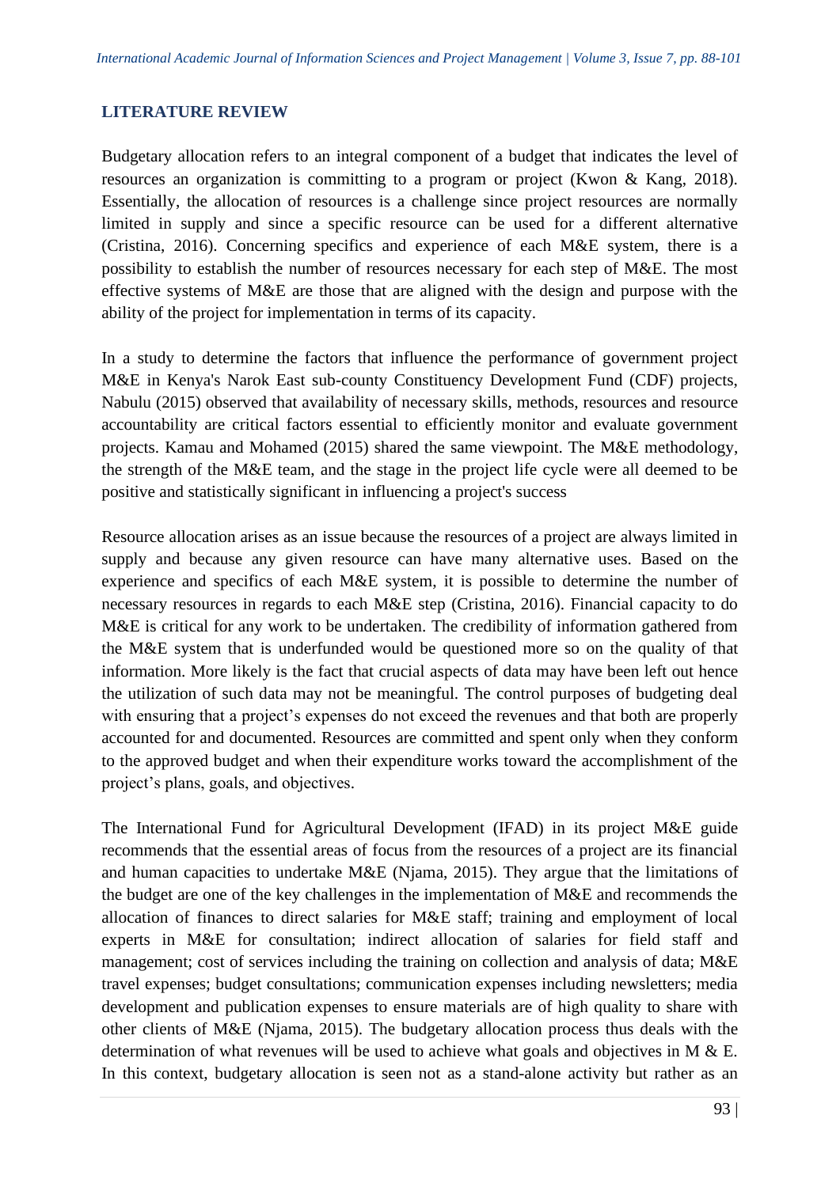## LITERATURE REVIEW

Budgetary allocation refers to an integral component of a budget that indicates the level of resources an organization is committing to a program or project (Kwon & Kang, 2018). Essentially, the allocation of resources is a challenge since project resources are normally limited in supply and since a specific resource can be used for a different alternative (Cristina, 2016). Concerning specifics and experience of each M&E system, there is a possibility to establish the number of resources necessary for each step of M&E. The most effective systems of M&E are those that are aligned with the design and purpose with the ability of the project for implementation in terms of its capacity.

In a study to determine the factors that influence the performance of government project M&E in Kenya's Narok East sub-county Constituency Development Fund (CDF) projects, Nabulu (2015) observed that availability of necessary skills, methods, resources and resource accountability are critical factors essential to efficiently monitor and evaluate government projects. Kamau and Mohamed (2015) shared the same viewpoint. The M&E methodology, the strength of the M&E team, and the stage in the project life cycle were all deemed to be positive and statistically significant in influencing a project's success

Resource allocation arises as an issue because the resources of a project are always limited in supply and because any given resource can have many alternative uses. Based on the experience and specifics of each M&E system, it is possible to determine the number of necessary resources in regards to each M&E step (Cristina, 2016). Financial capacity to do M&E is critical for any work to be undertaken. The credibility of information gathered from the M&E system that is underfunded would be questioned more so on the quality of that information. More likely is the fact that crucial aspects of data may have been left out hence the utilization of such data may not be meaningful. The control purposes of budgeting deal with ensuring that a project's expenses do not exceed the revenues and that both are properly accounted for and documented. Resources are committed and spent only when they conform to the approved budget and when their expenditure works toward the accomplishment of the project's plans, goals, and objectives.

The International Fund for Agricultural Development (IFAD) in its project M&E guide recommends that the essential areas of focus from the resources of a project are its financial and human capacities to undertake M&E (Njama, 2015). They argue that the limitations of the budget are one of the key challenges in the implementation of M&E and recommends the allocation of finances to direct salaries for M&E staff; training and employment of local experts in M&E for consultation; indirect allocation of salaries for field staff and management; cost of services including the training on collection and analysis of data; M&E travel expenses; budget consultations; communication expenses including newsletters; media development and publication expenses to ensure materials are of high quality to share with other clients of M&E (Njama, 2015). The budgetary allocation process thus deals with the determination of what revenues will be used to achieve what goals and objectives in M & E. In this context, budgetary allocation is seen not as a stand-alone activity but rather as an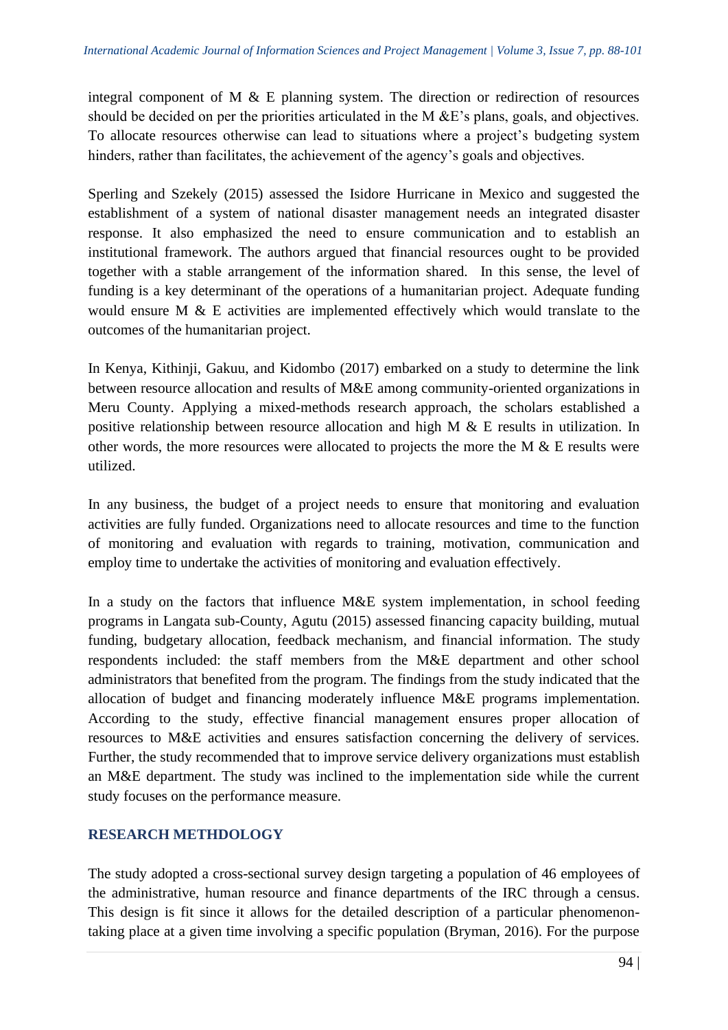integral component of M & E planning system. The direction or redirection of resources should be decided on per the priorities articulated in the M &E's plans, goals, and objectives. To allocate resources otherwise can lead to situations where a project's budgeting system hinders, rather than facilitates, the achievement of the agency's goals and objectives.

Sperling and Szekely (2015) assessed the Isidore Hurricane in Mexico and suggested the establishment of a system of national disaster management needs an integrated disaster response. It also emphasized the need to ensure communication and to establish an institutional framework. The authors argued that financial resources ought to be provided together with a stable arrangement of the information shared. In this sense, the level of funding is a key determinant of the operations of a humanitarian project. Adequate funding would ensure M & E activities are implemented effectively which would translate to the outcomes of the humanitarian project.

In Kenya, Kithinji, Gakuu, and Kidombo (2017) embarked on a study to determine the link between resource allocation and results of M&E among community-oriented organizations in Meru County. Applying a mixed-methods research approach, the scholars established a positive relationship between resource allocation and high M & E results in utilization. In other words, the more resources were allocated to projects the more the M & E results were utilized.

In any business, the budget of a project needs to ensure that monitoring and evaluation activities are fully funded. Organizations need to allocate resources and time to the function of monitoring and evaluation with regards to training, motivation, communication and employ time to undertake the activities of monitoring and evaluation effectively.

In a study on the factors that influence M&E system implementation, in school feeding programs in Langata sub-County, Agutu (2015) assessed financing capacity building, mutual funding, budgetary allocation, feedback mechanism, and financial information. The study respondents included: the staff members from the M&E department and other school administrators that benefited from the program. The findings from the study indicated that the allocation of budget and financing moderately influence M&E programs implementation. According to the study, effective financial management ensures proper allocation of resources to M&E activities and ensures satisfaction concerning the delivery of services. Further, the study recommended that to improve service delivery organizations must establish an M&E department. The study was inclined to the implementation side while the current study focuses on the performance measure.

## RESEARCH METHDOLOGY

The study adopted a cross-sectional survey design targeting a population of 46 employees of the administrative, human resource and finance departments of the IRC through a census. This design is fit since it allows for the detailed description of a particular phenomenon-taking place at a given time involving a specific population (Bryman, 2016). For the purpose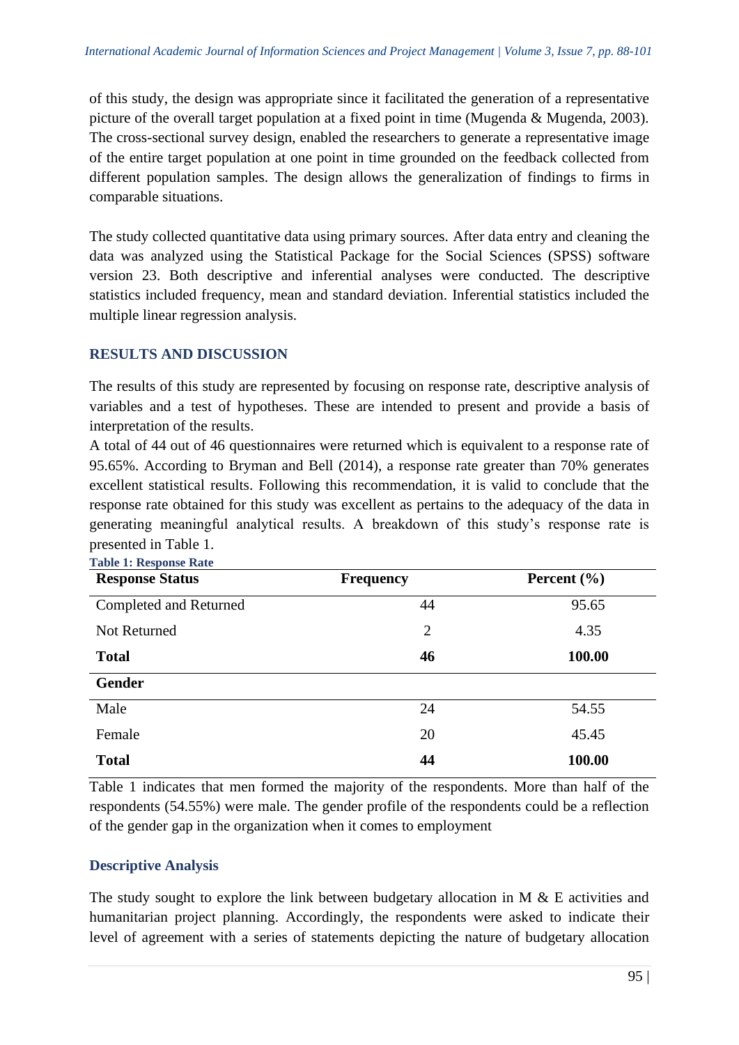of this study, the design was appropriate since it facilitated the generation of a representative picture of the overall target population at a fixed point in time (Mugenda & Mugenda, 2003). The cross-sectional survey design, enabled the researchers to generate a representative image of the entire target population at one point in time grounded on the feedback collected from different population samples. The design allows the generalization of findings to firms in comparable situations.

The study collected quantitative data using primary sources. After data entry and cleaning the data was analyzed using the Statistical Package for the Social Sciences (SPSS) software version 23. Both descriptive and inferential analyses were conducted. The descriptive statistics included frequency, mean and standard deviation. Inferential statistics included the multiple linear regression analysis.

## RESULTS AND DISCUSSION

The results of this study are represented by focusing on response rate, descriptive analysis of variables and a test of hypotheses. These are intended to present and provide a basis of interpretation of the results.

A total of 44 out of 46 questionnaires were returned which is equivalent to a response rate of 95.65%. According to Bryman and Bell (2014), a response rate greater than 70% generates excellent statistical results. Following this recommendation, it is valid to conclude that the response rate obtained for this study was excellent as pertains to the adequacy of the data in generating meaningful analytical results. A breakdown of this study's response rate is presented in Table 1.

**Table 1: Response Rate**

| Response Status | Frequency | Percent (%) |
|---|---|---|
| Completed and Returned | 44 | 95.65 |
| Not Returned | 2 | 4.35 |
| **Total** | **46** | **100.00** |
| **Gender** | | |
| Male | 24 | 54.55 |
| Female | 20 | 45.45 |
| **Total** | **44** | **100.00** |

Table 1 indicates that men formed the majority of the respondents. More than half of the respondents (54.55%) were male. The gender profile of the respondents could be a reflection of the gender gap in the organization when it comes to employment

### Descriptive Analysis

The study sought to explore the link between budgetary allocation in M & E activities and humanitarian project planning. Accordingly, the respondents were asked to indicate their level of agreement with a series of statements depicting the nature of budgetary allocation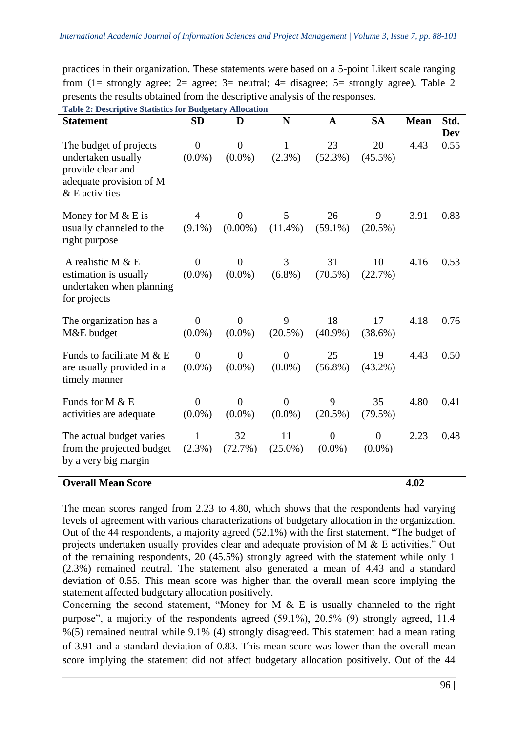practices in their organization. These statements were based on a 5-point Likert scale ranging from (1= strongly agree; 2= agree; 3= neutral; 4= disagree; 5= strongly agree). Table 2 presents the results obtained from the descriptive analysis of the responses.

**Table 2: Descriptive Statistics for Budgetary Allocation**

| Statement | SD | D | N | A | SA | Mean | Std. Dev |
|---|---|---|---|---|---|---|---|
| The budget of projects undertaken usually provide clear and adequate provision of M & E activities | 0 (0.0%) | 0 (0.0%) | 1 (2.3%) | 23 (52.3%) | 20 (45.5%) | 4.43 | 0.55 |
| Money for M & E is usually channeled to the right purpose | 4 (9.1%) | 0 (0.00%) | 5 (11.4%) | 26 (59.1%) | 9 (20.5%) | 3.91 | 0.83 |
| A realistic M & E estimation is usually undertaken when planning for projects | 0 (0.0%) | 0 (0.0%) | 3 (6.8%) | 31 (70.5%) | 10 (22.7%) | 4.16 | 0.53 |
| The organization has a M&E budget | 0 (0.0%) | 0 (0.0%) | 9 (20.5%) | 18 (40.9%) | 17 (38.6%) | 4.18 | 0.76 |
| Funds to facilitate M & E are usually provided in a timely manner | 0 (0.0%) | 0 (0.0%) | 0 (0.0%) | 25 (56.8%) | 19 (43.2%) | 4.43 | 0.50 |
| Funds for M & E activities are adequate | 0 (0.0%) | 0 (0.0%) | 0 (0.0%) | 9 (20.5%) | 35 (79.5%) | 4.80 | 0.41 |
| The actual budget varies from the projected budget by a very big margin | 1 (2.3%) | 32 (72.7%) | 11 (25.0%) | 0 (0.0%) | 0 (0.0%) | 2.23 | 0.48 |
| **Overall Mean Score** | | | | | | **4.02** | |

The mean scores ranged from 2.23 to 4.80, which shows that the respondents had varying levels of agreement with various characterizations of budgetary allocation in the organization. Out of the 44 respondents, a majority agreed (52.1%) with the first statement, "The budget of projects undertaken usually provides clear and adequate provision of M & E activities." Out of the remaining respondents, 20 (45.5%) strongly agreed with the statement while only 1 (2.3%) remained neutral. The statement also generated a mean of 4.43 and a standard deviation of 0.55. This mean score was higher than the overall mean score implying the statement affected budgetary allocation positively.

Concerning the second statement, "Money for M & E is usually channeled to the right purpose", a majority of the respondents agreed (59.1%), 20.5% (9) strongly agreed, 11.4 %(5) remained neutral while 9.1% (4) strongly disagreed. This statement had a mean rating of 3.91 and a standard deviation of 0.83. This mean score was lower than the overall mean score implying the statement did not affect budgetary allocation positively. Out of the 44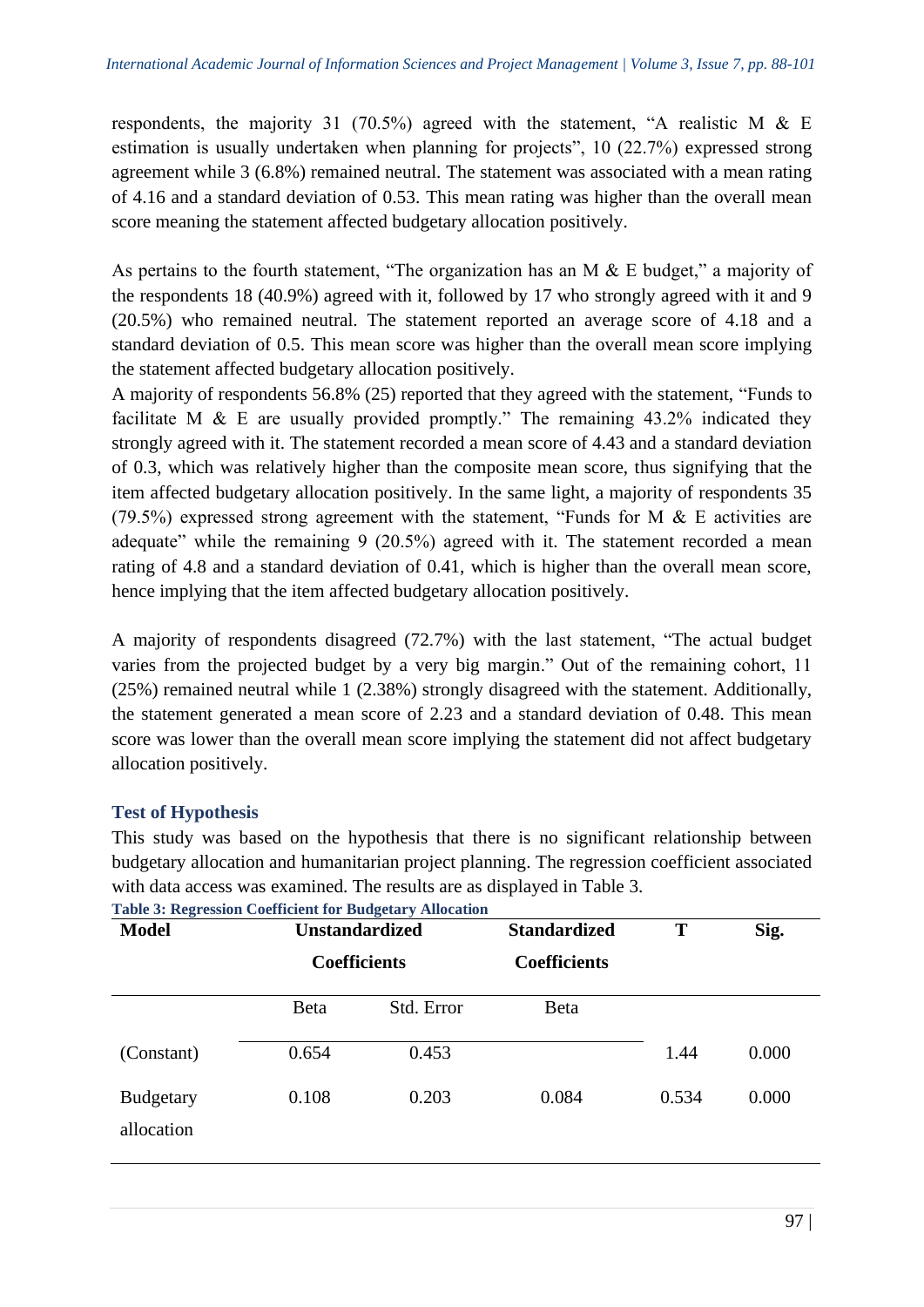respondents, the majority 31 (70.5%) agreed with the statement, "A realistic M & E estimation is usually undertaken when planning for projects", 10 (22.7%) expressed strong agreement while 3 (6.8%) remained neutral. The statement was associated with a mean rating of 4.16 and a standard deviation of 0.53. This mean rating was higher than the overall mean score meaning the statement affected budgetary allocation positively.

As pertains to the fourth statement, "The organization has an M & E budget," a majority of the respondents 18 (40.9%) agreed with it, followed by 17 who strongly agreed with it and 9 (20.5%) who remained neutral. The statement reported an average score of 4.18 and a standard deviation of 0.5. This mean score was higher than the overall mean score implying the statement affected budgetary allocation positively.

A majority of respondents 56.8% (25) reported that they agreed with the statement, "Funds to facilitate M & E are usually provided promptly." The remaining 43.2% indicated they strongly agreed with it. The statement recorded a mean score of 4.43 and a standard deviation of 0.3, which was relatively higher than the composite mean score, thus signifying that the item affected budgetary allocation positively. In the same light, a majority of respondents 35 (79.5%) expressed strong agreement with the statement, "Funds for M & E activities are adequate" while the remaining 9 (20.5%) agreed with it. The statement recorded a mean rating of 4.8 and a standard deviation of 0.41, which is higher than the overall mean score, hence implying that the item affected budgetary allocation positively.

A majority of respondents disagreed (72.7%) with the last statement, "The actual budget varies from the projected budget by a very big margin." Out of the remaining cohort, 11 (25%) remained neutral while 1 (2.38%) strongly disagreed with the statement. Additionally, the statement generated a mean score of 2.23 and a standard deviation of 0.48. This mean score was lower than the overall mean score implying the statement did not affect budgetary allocation positively.

## Test of Hypothesis

This study was based on the hypothesis that there is no significant relationship between budgetary allocation and humanitarian project planning. The regression coefficient associated with data access was examined. The results are as displayed in Table 3.

**Table 3: Regression Coefficient for Budgetary Allocation**

| Model | Unstandardized Coefficients | | Standardized Coefficients | T | Sig. |
|---|---|---|---|---|---|
| | Beta | Std. Error | Beta | | |
| (Constant) | 0.654 | 0.453 | | 1.44 | 0.000 |
| Budgetary allocation | 0.108 | 0.203 | 0.084 | 0.534 | 0.000 |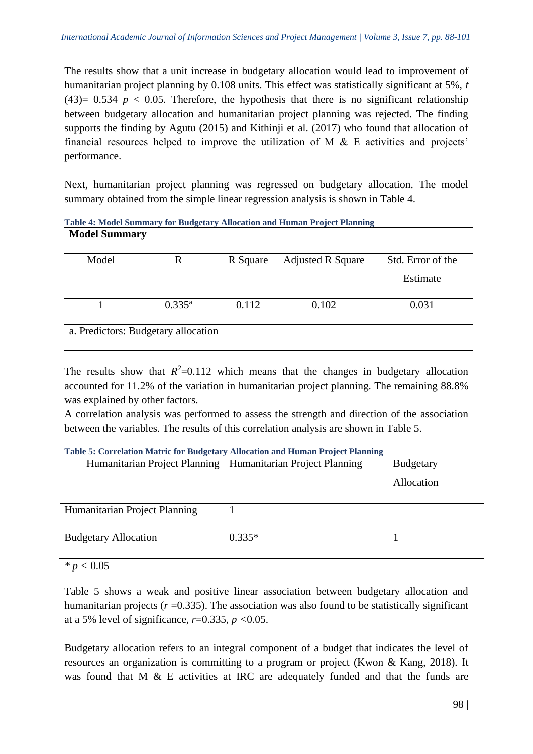The results show that a unit increase in budgetary allocation would lead to improvement of humanitarian project planning by 0.108 units. This effect was statistically significant at 5%, $t(43) = 0.534$ $p < 0.05$. Therefore, the hypothesis that there is no significant relationship between budgetary allocation and humanitarian project planning was rejected. The finding supports the finding by Agutu (2015) and Kithinji et al. (2017) who found that allocation of financial resources helped to improve the utilization of M & E activities and projects' performance.

Next, humanitarian project planning was regressed on budgetary allocation. The model summary obtained from the simple linear regression analysis is shown in Table 4.

**Table 4: Model Summary for Budgetary Allocation and Human Project Planning**

**Model Summary**

| Model | R | R Square | Adjusted R Square | Std. Error of the Estimate |
|---|---|---|---|---|
| 1 | 0.335[a] | 0.112 | 0.102 | 0.031 |

a. Predictors: Budgetary allocation

The results show that $R^2$=0.112 which means that the changes in budgetary allocation accounted for 11.2% of the variation in humanitarian project planning. The remaining 88.8% was explained by other factors.

A correlation analysis was performed to assess the strength and direction of the association between the variables. The results of this correlation analysis are shown in Table 5.

**Table 5: Correlation Matric for Budgetary Allocation and Human Project Planning**

| Humanitarian Project Planning | Humanitarian Project Planning | Budgetary Allocation |
|---|---|---|
| Humanitarian Project Planning | 1 | |
| Budgetary Allocation | 0.335* | 1 |

* $p < 0.05$

Table 5 shows a weak and positive linear association between budgetary allocation and humanitarian projects ($r$ =0.335). The association was also found to be statistically significant at a 5% level of significance, $r$=0.335, $p$ <0.05.

Budgetary allocation refers to an integral component of a budget that indicates the level of resources an organization is committing to a program or project (Kwon & Kang, 2018). It was found that M & E activities at IRC are adequately funded and that the funds are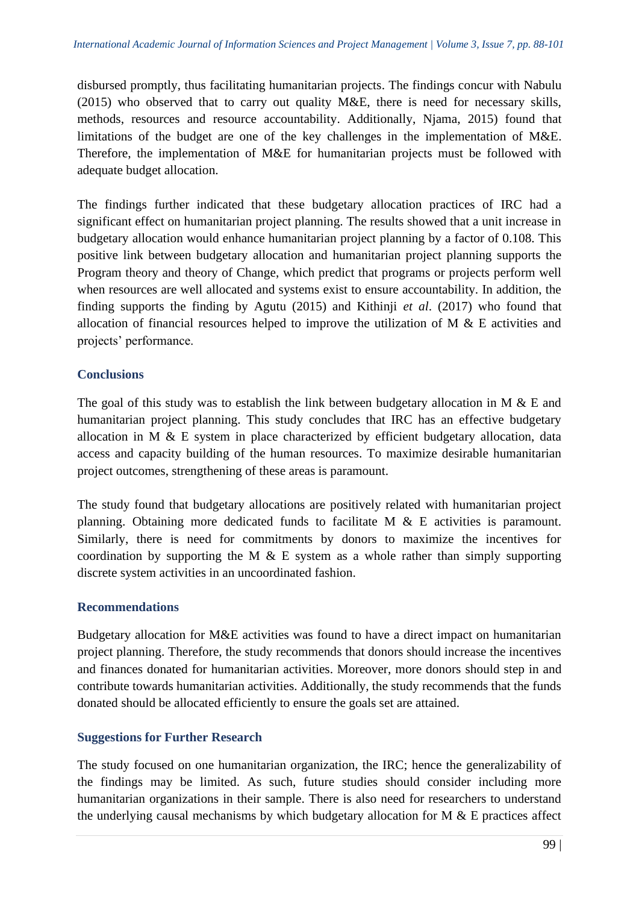disbursed promptly, thus facilitating humanitarian projects. The findings concur with Nabulu (2015) who observed that to carry out quality M&E, there is need for necessary skills, methods, resources and resource accountability. Additionally, Njama, 2015) found that limitations of the budget are one of the key challenges in the implementation of M&E. Therefore, the implementation of M&E for humanitarian projects must be followed with adequate budget allocation.

The findings further indicated that these budgetary allocation practices of IRC had a significant effect on humanitarian project planning. The results showed that a unit increase in budgetary allocation would enhance humanitarian project planning by a factor of 0.108. This positive link between budgetary allocation and humanitarian project planning supports the Program theory and theory of Change, which predict that programs or projects perform well when resources are well allocated and systems exist to ensure accountability. In addition, the finding supports the finding by Agutu (2015) and Kithinji *et al*. (2017) who found that allocation of financial resources helped to improve the utilization of M & E activities and projects' performance.

## Conclusions

The goal of this study was to establish the link between budgetary allocation in M & E and humanitarian project planning. This study concludes that IRC has an effective budgetary allocation in M & E system in place characterized by efficient budgetary allocation, data access and capacity building of the human resources. To maximize desirable humanitarian project outcomes, strengthening of these areas is paramount.

The study found that budgetary allocations are positively related with humanitarian project planning. Obtaining more dedicated funds to facilitate M & E activities is paramount. Similarly, there is need for commitments by donors to maximize the incentives for coordination by supporting the M & E system as a whole rather than simply supporting discrete system activities in an uncoordinated fashion.

## Recommendations

Budgetary allocation for M&E activities was found to have a direct impact on humanitarian project planning. Therefore, the study recommends that donors should increase the incentives and finances donated for humanitarian activities. Moreover, more donors should step in and contribute towards humanitarian activities. Additionally, the study recommends that the funds donated should be allocated efficiently to ensure the goals set are attained.

## Suggestions for Further Research

The study focused on one humanitarian organization, the IRC; hence the generalizability of the findings may be limited. As such, future studies should consider including more humanitarian organizations in their sample. There is also need for researchers to understand the underlying causal mechanisms by which budgetary allocation for M & E practices affect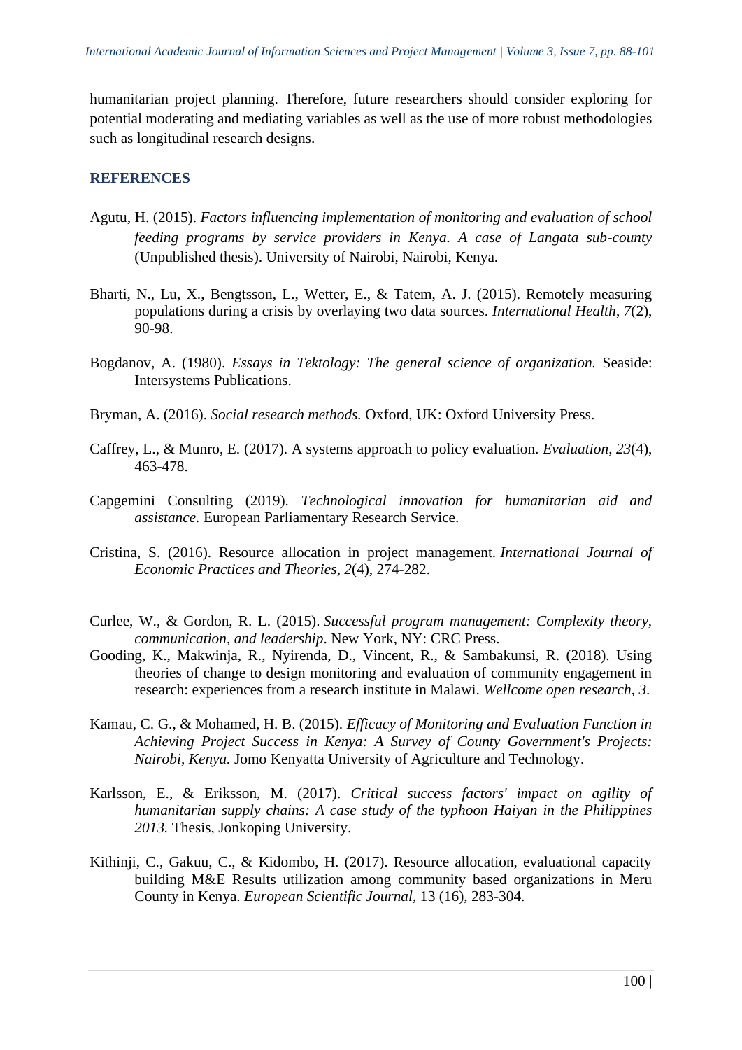humanitarian project planning. Therefore, future researchers should consider exploring for potential moderating and mediating variables as well as the use of more robust methodologies such as longitudinal research designs.

## REFERENCES

Agutu, H. (2015). *Factors influencing implementation of monitoring and evaluation of school feeding programs by service providers in Kenya. A case of Langata sub-county* (Unpublished thesis). University of Nairobi, Nairobi, Kenya.

Bharti, N., Lu, X., Bengtsson, L., Wetter, E., & Tatem, A. J. (2015). Remotely measuring populations during a crisis by overlaying two data sources. *International Health*, *7*(2), 90-98.

Bogdanov, A. (1980). *Essays in Tektology: The general science of organization.* Seaside: Intersystems Publications.

Bryman, A. (2016). *Social research methods.* Oxford, UK: Oxford University Press.

Caffrey, L., & Munro, E. (2017). A systems approach to policy evaluation. *Evaluation*, *23*(4), 463-478.

Capgemini Consulting (2019). *Technological innovation for humanitarian aid and assistance.* European Parliamentary Research Service.

Cristina, S. (2016). Resource allocation in project management. *International Journal of Economic Practices and Theories*, *2*(4), 274-282.

Curlee, W., & Gordon, R. L. (2015). *Successful program management: Complexity theory, communication, and leadership*. New York, NY: CRC Press.

Gooding, K., Makwinja, R., Nyirenda, D., Vincent, R., & Sambakunsi, R. (2018). Using theories of change to design monitoring and evaluation of community engagement in research: experiences from a research institute in Malawi. *Wellcome open research*, *3*.

Kamau, C. G., & Mohamed, H. B. (2015). *Efficacy of Monitoring and Evaluation Function in Achieving Project Success in Kenya: A Survey of County Government's Projects: Nairobi, Kenya.* Jomo Kenyatta University of Agriculture and Technology.

Karlsson, E., & Eriksson, M. (2017). *Critical success factors' impact on agility of humanitarian supply chains: A case study of the typhoon Haiyan in the Philippines 2013.* Thesis, Jonkoping University.

Kithinji, C., Gakuu, C., & Kidombo, H. (2017). Resource allocation, evaluational capacity building M&E Results utilization among community based organizations in Meru County in Kenya. *European Scientific Journal*, 13 (16), 283-304.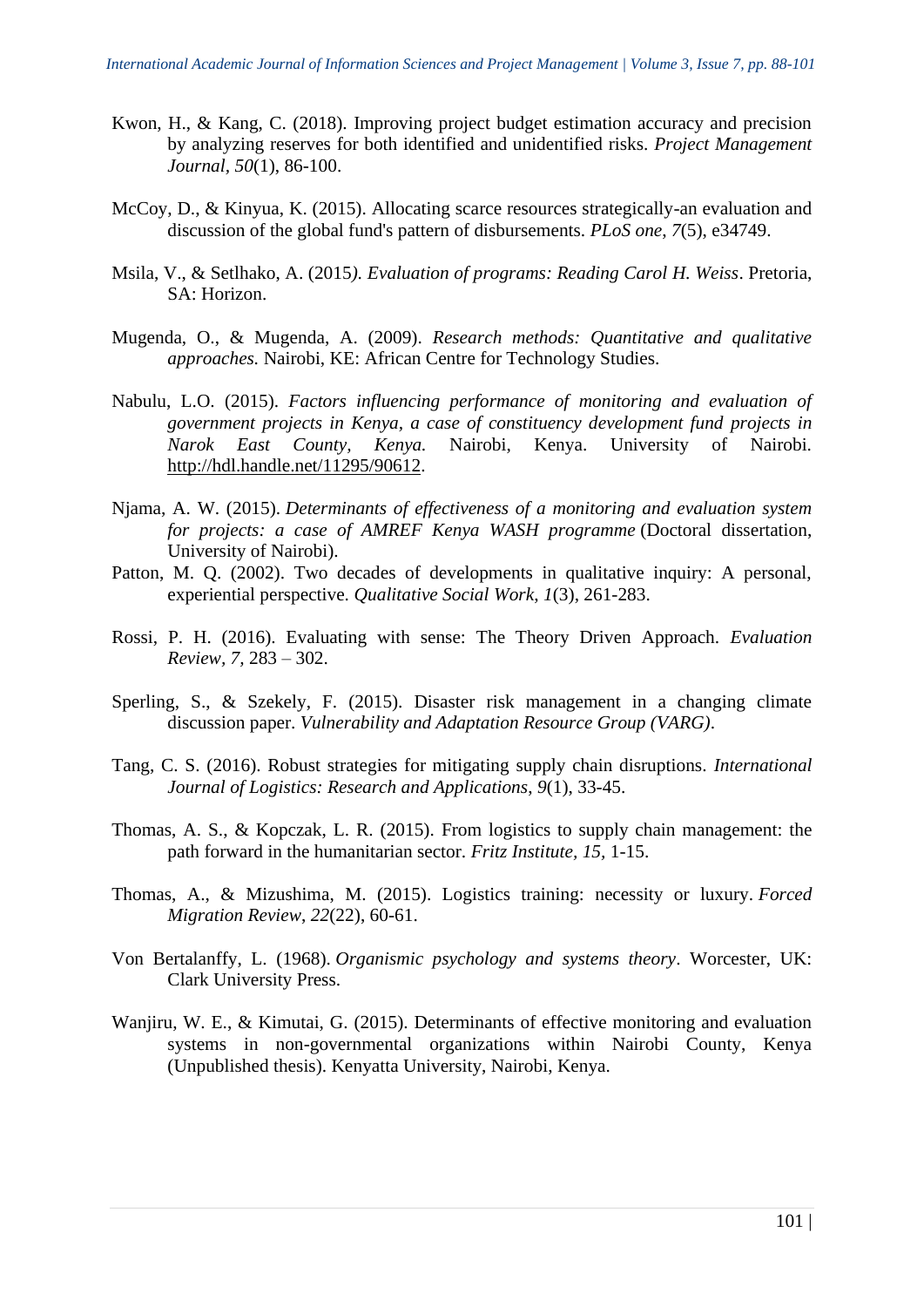Kwon, H., & Kang, C. (2018). Improving project budget estimation accuracy and precision by analyzing reserves for both identified and unidentified risks. *Project Management Journal*, *50*(1), 86-100.

McCoy, D., & Kinyua, K. (2015). Allocating scarce resources strategically-an evaluation and discussion of the global fund's pattern of disbursements. *PLoS one*, *7*(5), e34749.

Msila, V., & Setlhako, A. (2015*). Evaluation of programs: Reading Carol H. Weiss*. Pretoria, SA: Horizon.

Mugenda, O., & Mugenda, A. (2009). *Research methods: Quantitative and qualitative approaches.* Nairobi, KE: African Centre for Technology Studies.

Nabulu, L.O. (2015). *Factors influencing performance of monitoring and evaluation of government projects in Kenya, a case of constituency development fund projects in Narok East County, Kenya.* Nairobi, Kenya. University of Nairobi. http://hdl.handle.net/11295/90612.

Njama, A. W. (2015). *Determinants of effectiveness of a monitoring and evaluation system for projects: a case of AMREF Kenya WASH programme* (Doctoral dissertation, University of Nairobi).

Patton, M. Q. (2002). Two decades of developments in qualitative inquiry: A personal, experiential perspective. *Qualitative Social Work*, *1*(3), 261-283.

Rossi, P. H. (2016). Evaluating with sense: The Theory Driven Approach. *Evaluation Review, 7,* 283 – 302.

Sperling, S., & Szekely, F. (2015). Disaster risk management in a changing climate discussion paper. *Vulnerability and Adaptation Resource Group (VARG)*.

Tang, C. S. (2016). Robust strategies for mitigating supply chain disruptions. *International Journal of Logistics: Research and Applications*, *9*(1), 33-45.

Thomas, A. S., & Kopczak, L. R. (2015). From logistics to supply chain management: the path forward in the humanitarian sector. *Fritz Institute, 15*, 1-15.

Thomas, A., & Mizushima, M. (2015). Logistics training: necessity or luxury. *Forced Migration Review*, *22*(22), 60-61.

Von Bertalanffy, L. (1968). *Organismic psychology and systems theory*. Worcester, UK: Clark University Press.

Wanjiru, W. E., & Kimutai, G. (2015). Determinants of effective monitoring and evaluation systems in non-governmental organizations within Nairobi County, Kenya (Unpublished thesis). Kenyatta University, Nairobi, Kenya.